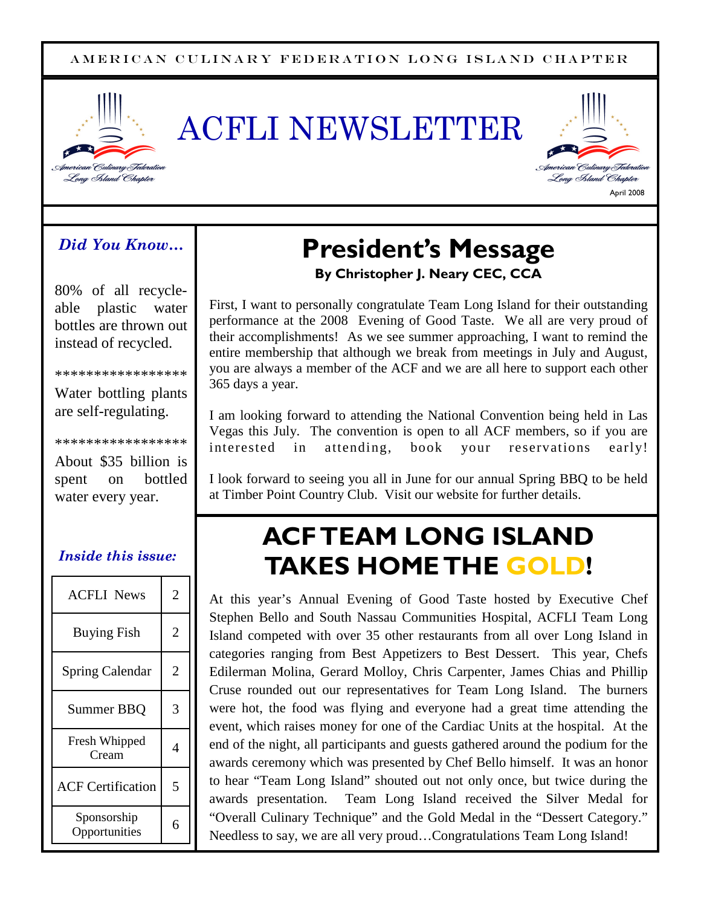AMERICAN CULINARY FEDERATION LONG ISLAND CHAPTER

# ACFLI NEWSLETTER

American Culinary Federation Long Island Chapter

April 2008

### *Did You Know…*

80% of all recycle-able plastic water bottles are thrown out instead of recycled.

*****************

Water bottling plants are self-regulating.

*****************

About $35 billion is spent on bottled water every year.

### *Inside this issue:*

| | |
|---|---|
| ACFLI News | 2 |
| Buying Fish | 2 |
| Spring Calendar | 2 |
| Summer BBQ | 3 |
| Fresh Whipped Cream | 4 |
| ACF Certification | 5 |
| Sponsorship Opportunities | 6 |

## President's Message

**By Christopher J. Neary CEC, CCA**

First, I want to personally congratulate Team Long Island for their outstanding performance at the 2008 Evening of Good Taste. We all are very proud of their accomplishments! As we see summer approaching, I want to remind the entire membership that although we break from meetings in July and August, you are always a member of the ACF and we are all here to support each other 365 days a year.

I am looking forward to attending the National Convention being held in Las Vegas this July. The convention is open to all ACF members, so if you are interested in attending, book your reservations early!

I look forward to seeing you all in June for our annual Spring BBQ to be held at Timber Point Country Club. Visit our website for further details.

## ACF TEAM LONG ISLAND TAKES HOME THE GOLD!

At this year's Annual Evening of Good Taste hosted by Executive Chef Stephen Bello and South Nassau Communities Hospital, ACFLI Team Long Island competed with over 35 other restaurants from all over Long Island in categories ranging from Best Appetizers to Best Dessert. This year, Chefs Edilerman Molina, Gerard Molloy, Chris Carpenter, James Chias and Phillip Cruse rounded out our representatives for Team Long Island. The burners were hot, the food was flying and everyone had a great time attending the event, which raises money for one of the Cardiac Units at the hospital. At the end of the night, all participants and guests gathered around the podium for the awards ceremony which was presented by Chef Bello himself. It was an honor to hear "Team Long Island" shouted out not only once, but twice during the awards presentation. Team Long Island received the Silver Medal for "Overall Culinary Technique" and the Gold Medal in the "Dessert Category." Needless to say, we are all very proud…Congratulations Team Long Island!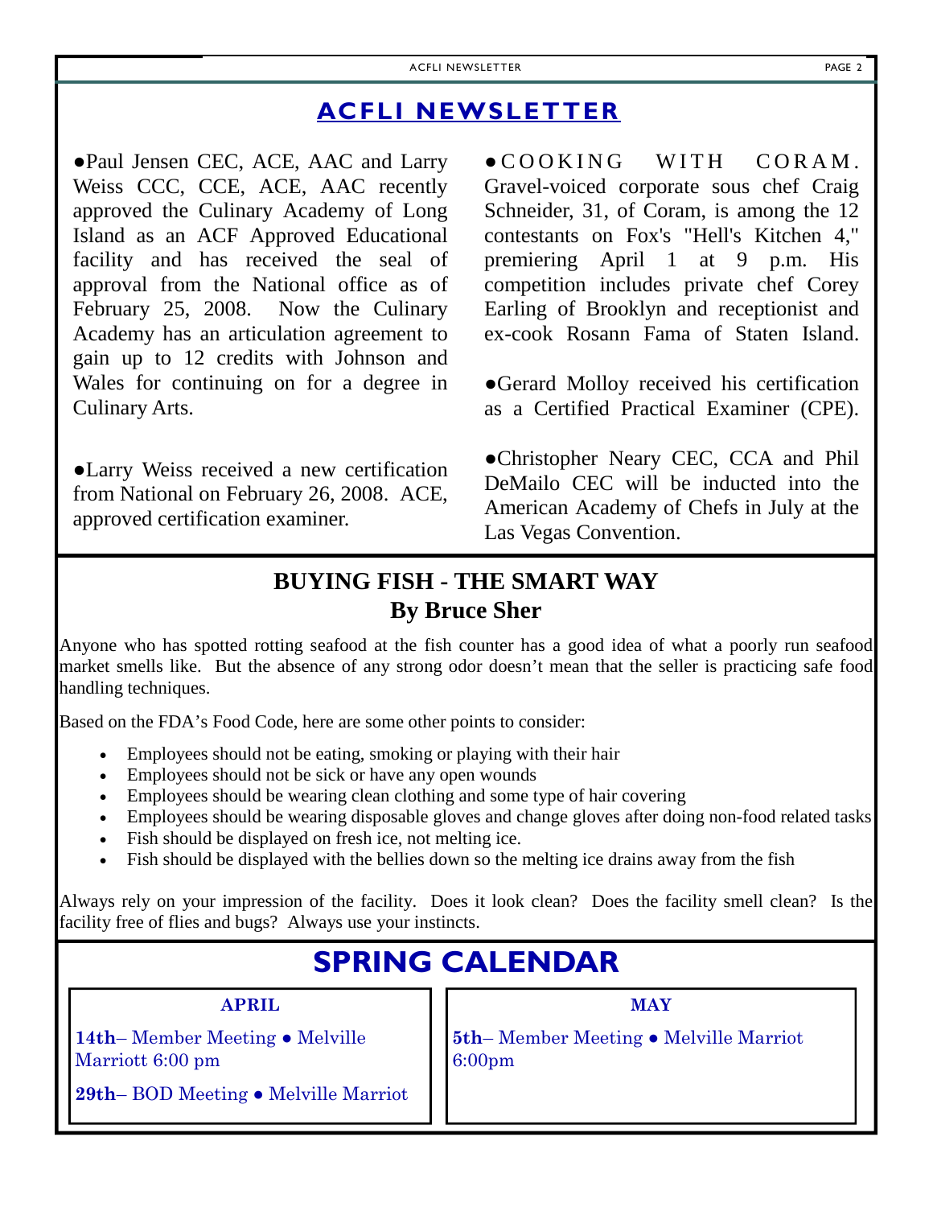## ACFLI NEWSLETTER

●Paul Jensen CEC, ACE, AAC and Larry Weiss CCC, CCE, ACE, AAC recently approved the Culinary Academy of Long Island as an ACF Approved Educational facility and has received the seal of approval from the National office as of February 25, 2008. Now the Culinary Academy has an articulation agreement to gain up to 12 credits with Johnson and Wales for continuing on for a degree in Culinary Arts.

●Larry Weiss received a new certification from National on February 26, 2008. ACE, approved certification examiner.

●COOKING WITH CORAM. Gravel-voiced corporate sous chef Craig Schneider, 31, of Coram, is among the 12 contestants on Fox's "Hell's Kitchen 4," premiering April 1 at 9 p.m. His competition includes private chef Corey Earling of Brooklyn and receptionist and ex-cook Rosann Fama of Staten Island.

●Gerard Molloy received his certification as a Certified Practical Examiner (CPE).

●Christopher Neary CEC, CCA and Phil DeMailo CEC will be inducted into the American Academy of Chefs in July at the Las Vegas Convention.

## BUYING FISH - THE SMART WAY

**By Bruce Sher**

Anyone who has spotted rotting seafood at the fish counter has a good idea of what a poorly run seafood market smells like. But the absence of any strong odor doesn't mean that the seller is practicing safe food handling techniques.

Based on the FDA's Food Code, here are some other points to consider:

- Employees should not be eating, smoking or playing with their hair
- Employees should not be sick or have any open wounds
- Employees should be wearing clean clothing and some type of hair covering
- Employees should be wearing disposable gloves and change gloves after doing non-food related tasks
- Fish should be displayed on fresh ice, not melting ice.
- Fish should be displayed with the bellies down so the melting ice drains away from the fish

Always rely on your impression of the facility. Does it look clean? Does the facility smell clean? Is the facility free of flies and bugs? Always use your instincts.

## SPRING CALENDAR

**APRIL**

**14th**– Member Meeting ● Melville Marriott 6:00 pm

**29th**– BOD Meeting ● Melville Marriot

**MAY**

**5th**– Member Meeting ● Melville Marriot 6:00pm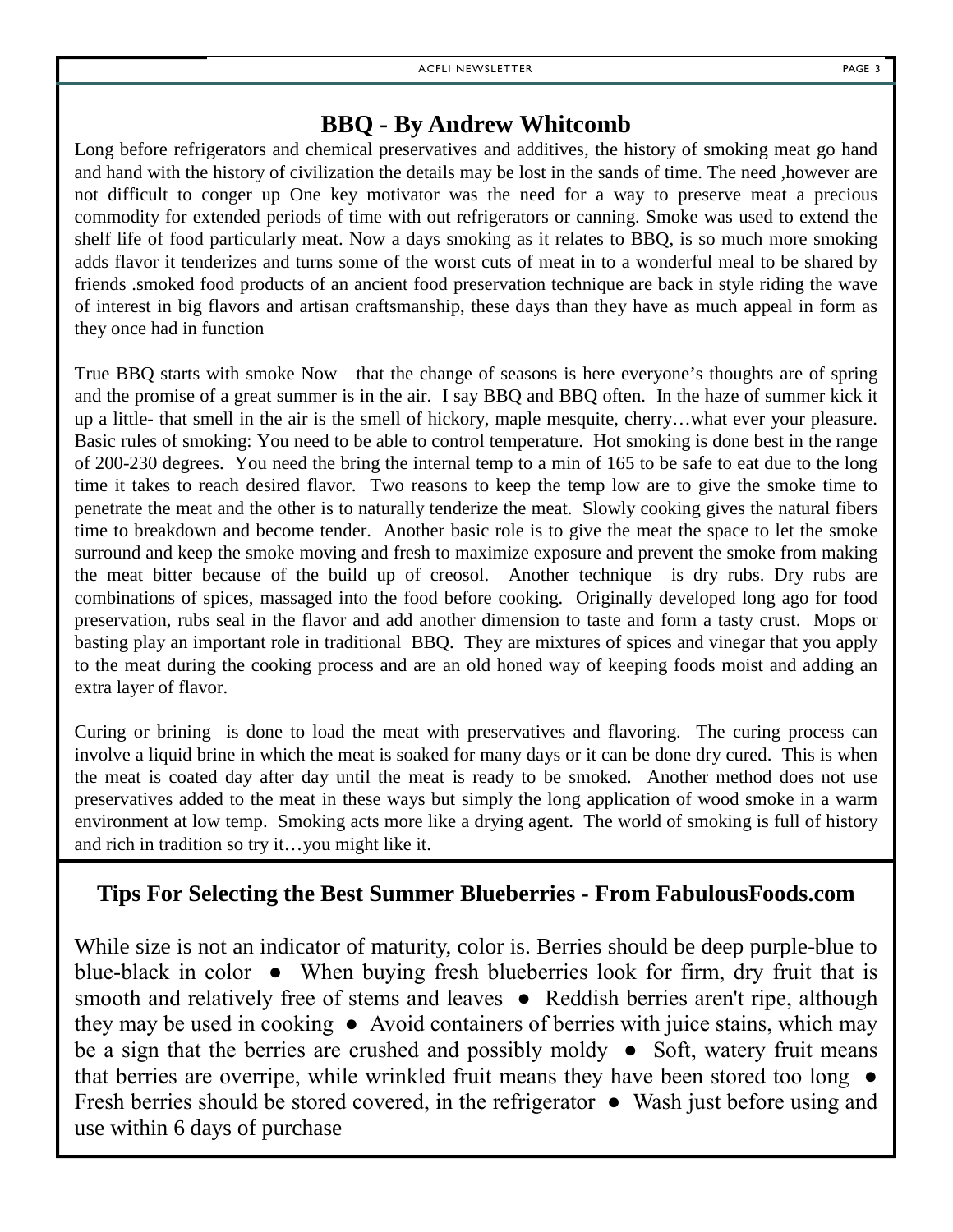## BBQ - By Andrew Whitcomb

Long before refrigerators and chemical preservatives and additives, the history of smoking meat go hand and hand with the history of civilization the details may be lost in the sands of time. The need ,however are not difficult to conger up One key motivator was the need for a way to preserve meat a precious commodity for extended periods of time with out refrigerators or canning. Smoke was used to extend the shelf life of food particularly meat. Now a days smoking as it relates to BBQ, is so much more smoking adds flavor it tenderizes and turns some of the worst cuts of meat in to a wonderful meal to be shared by friends .smoked food products of an ancient food preservation technique are back in style riding the wave of interest in big flavors and artisan craftsmanship, these days than they have as much appeal in form as they once had in function

True BBQ starts with smoke Now that the change of seasons is here everyone's thoughts are of spring and the promise of a great summer is in the air. I say BBQ and BBQ often. In the haze of summer kick it up a little- that smell in the air is the smell of hickory, maple mesquite, cherry…what ever your pleasure. Basic rules of smoking: You need to be able to control temperature. Hot smoking is done best in the range of 200-230 degrees. You need the bring the internal temp to a min of 165 to be safe to eat due to the long time it takes to reach desired flavor. Two reasons to keep the temp low are to give the smoke time to penetrate the meat and the other is to naturally tenderize the meat. Slowly cooking gives the natural fibers time to breakdown and become tender. Another basic role is to give the meat the space to let the smoke surround and keep the smoke moving and fresh to maximize exposure and prevent the smoke from making the meat bitter because of the build up of creosol. Another technique is dry rubs. Dry rubs are combinations of spices, massaged into the food before cooking. Originally developed long ago for food preservation, rubs seal in the flavor and add another dimension to taste and form a tasty crust. Mops or basting play an important role in traditional BBQ. They are mixtures of spices and vinegar that you apply to the meat during the cooking process and are an old honed way of keeping foods moist and adding an extra layer of flavor.

Curing or brining is done to load the meat with preservatives and flavoring. The curing process can involve a liquid brine in which the meat is soaked for many days or it can be done dry cured. This is when the meat is coated day after day until the meat is ready to be smoked. Another method does not use preservatives added to the meat in these ways but simply the long application of wood smoke in a warm environment at low temp. Smoking acts more like a drying agent. The world of smoking is full of history and rich in tradition so try it…you might like it.

## Tips For Selecting the Best Summer Blueberries - From FabulousFoods.com

While size is not an indicator of maturity, color is. Berries should be deep purple-blue to blue-black in color ● When buying fresh blueberries look for firm, dry fruit that is smooth and relatively free of stems and leaves ● Reddish berries aren't ripe, although they may be used in cooking ● Avoid containers of berries with juice stains, which may be a sign that the berries are crushed and possibly moldy ● Soft, watery fruit means that berries are overripe, while wrinkled fruit means they have been stored too long ● Fresh berries should be stored covered, in the refrigerator ● Wash just before using and use within 6 days of purchase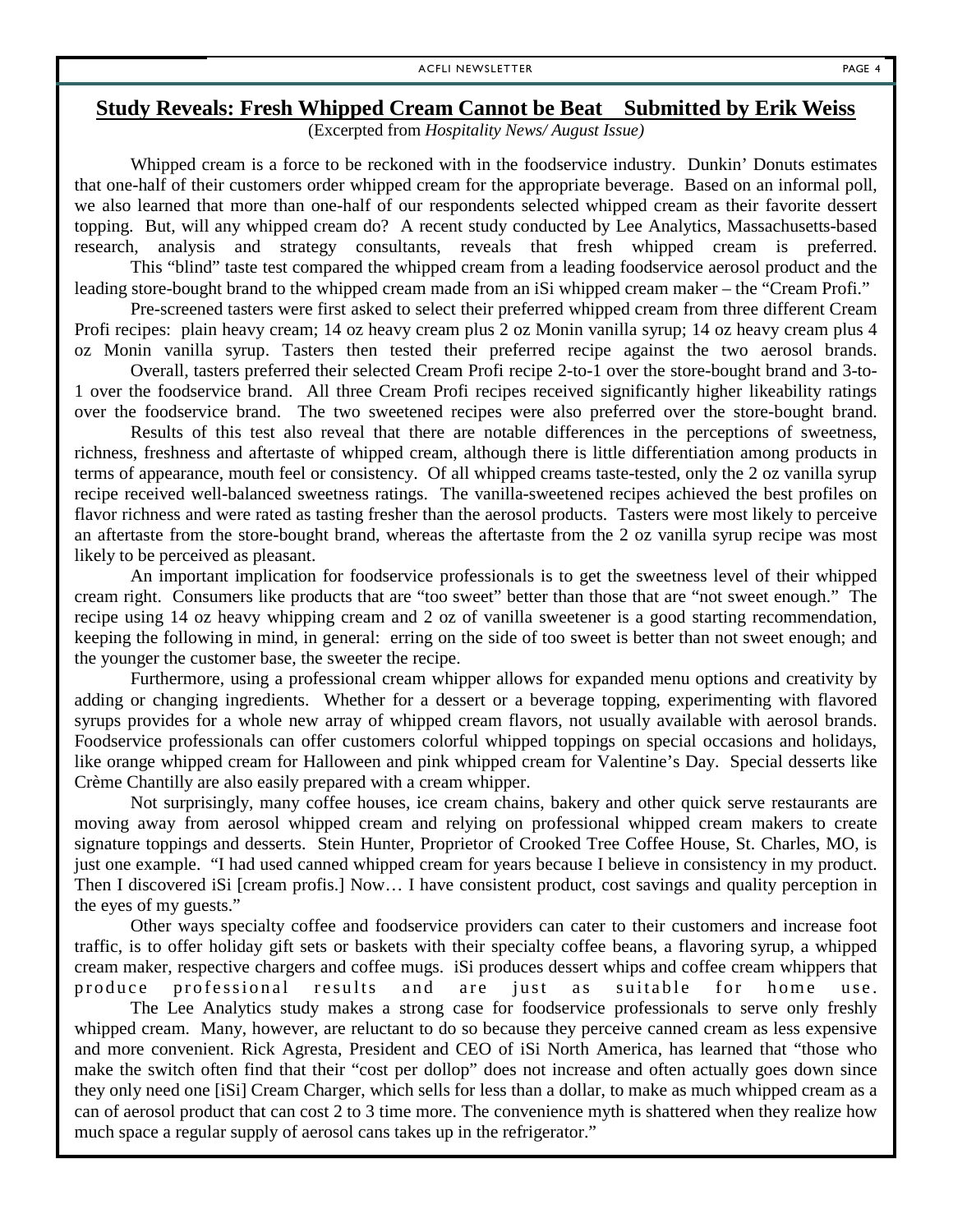## Study Reveals: Fresh Whipped Cream Cannot be Beat    Submitted by Erik Weiss

(Excerpted from *Hospitality News/ August Issue)*

Whipped cream is a force to be reckoned with in the foodservice industry. Dunkin' Donuts estimates that one-half of their customers order whipped cream for the appropriate beverage. Based on an informal poll, we also learned that more than one-half of our respondents selected whipped cream as their favorite dessert topping. But, will any whipped cream do? A recent study conducted by Lee Analytics, Massachusetts-based research, analysis and strategy consultants, reveals that fresh whipped cream is preferred.

This "blind" taste test compared the whipped cream from a leading foodservice aerosol product and the leading store-bought brand to the whipped cream made from an iSi whipped cream maker – the "Cream Profi."

Pre-screened tasters were first asked to select their preferred whipped cream from three different Cream Profi recipes: plain heavy cream; 14 oz heavy cream plus 2 oz Monin vanilla syrup; 14 oz heavy cream plus 4 oz Monin vanilla syrup. Tasters then tested their preferred recipe against the two aerosol brands.

Overall, tasters preferred their selected Cream Profi recipe 2-to-1 over the store-bought brand and 3-to-1 over the foodservice brand. All three Cream Profi recipes received significantly higher likeability ratings over the foodservice brand. The two sweetened recipes were also preferred over the store-bought brand.

Results of this test also reveal that there are notable differences in the perceptions of sweetness, richness, freshness and aftertaste of whipped cream, although there is little differentiation among products in terms of appearance, mouth feel or consistency. Of all whipped creams taste-tested, only the 2 oz vanilla syrup recipe received well-balanced sweetness ratings. The vanilla-sweetened recipes achieved the best profiles on flavor richness and were rated as tasting fresher than the aerosol products. Tasters were most likely to perceive an aftertaste from the store-bought brand, whereas the aftertaste from the 2 oz vanilla syrup recipe was most likely to be perceived as pleasant.

An important implication for foodservice professionals is to get the sweetness level of their whipped cream right. Consumers like products that are "too sweet" better than those that are "not sweet enough." The recipe using 14 oz heavy whipping cream and 2 oz of vanilla sweetener is a good starting recommendation, keeping the following in mind, in general: erring on the side of too sweet is better than not sweet enough; and the younger the customer base, the sweeter the recipe.

Furthermore, using a professional cream whipper allows for expanded menu options and creativity by adding or changing ingredients. Whether for a dessert or a beverage topping, experimenting with flavored syrups provides for a whole new array of whipped cream flavors, not usually available with aerosol brands. Foodservice professionals can offer customers colorful whipped toppings on special occasions and holidays, like orange whipped cream for Halloween and pink whipped cream for Valentine's Day. Special desserts like Crème Chantilly are also easily prepared with a cream whipper.

Not surprisingly, many coffee houses, ice cream chains, bakery and other quick serve restaurants are moving away from aerosol whipped cream and relying on professional whipped cream makers to create signature toppings and desserts. Stein Hunter, Proprietor of Crooked Tree Coffee House, St. Charles, MO, is just one example. "I had used canned whipped cream for years because I believe in consistency in my product. Then I discovered iSi [cream profis.] Now… I have consistent product, cost savings and quality perception in the eyes of my guests."

Other ways specialty coffee and foodservice providers can cater to their customers and increase foot traffic, is to offer holiday gift sets or baskets with their specialty coffee beans, a flavoring syrup, a whipped cream maker, respective chargers and coffee mugs. iSi produces dessert whips and coffee cream whippers that produce professional results and are just as suitable for home use.

The Lee Analytics study makes a strong case for foodservice professionals to serve only freshly whipped cream. Many, however, are reluctant to do so because they perceive canned cream as less expensive and more convenient. Rick Agresta, President and CEO of iSi North America, has learned that "those who make the switch often find that their "cost per dollop" does not increase and often actually goes down since they only need one [iSi] Cream Charger, which sells for less than a dollar, to make as much whipped cream as a can of aerosol product that can cost 2 to 3 time more. The convenience myth is shattered when they realize how much space a regular supply of aerosol cans takes up in the refrigerator."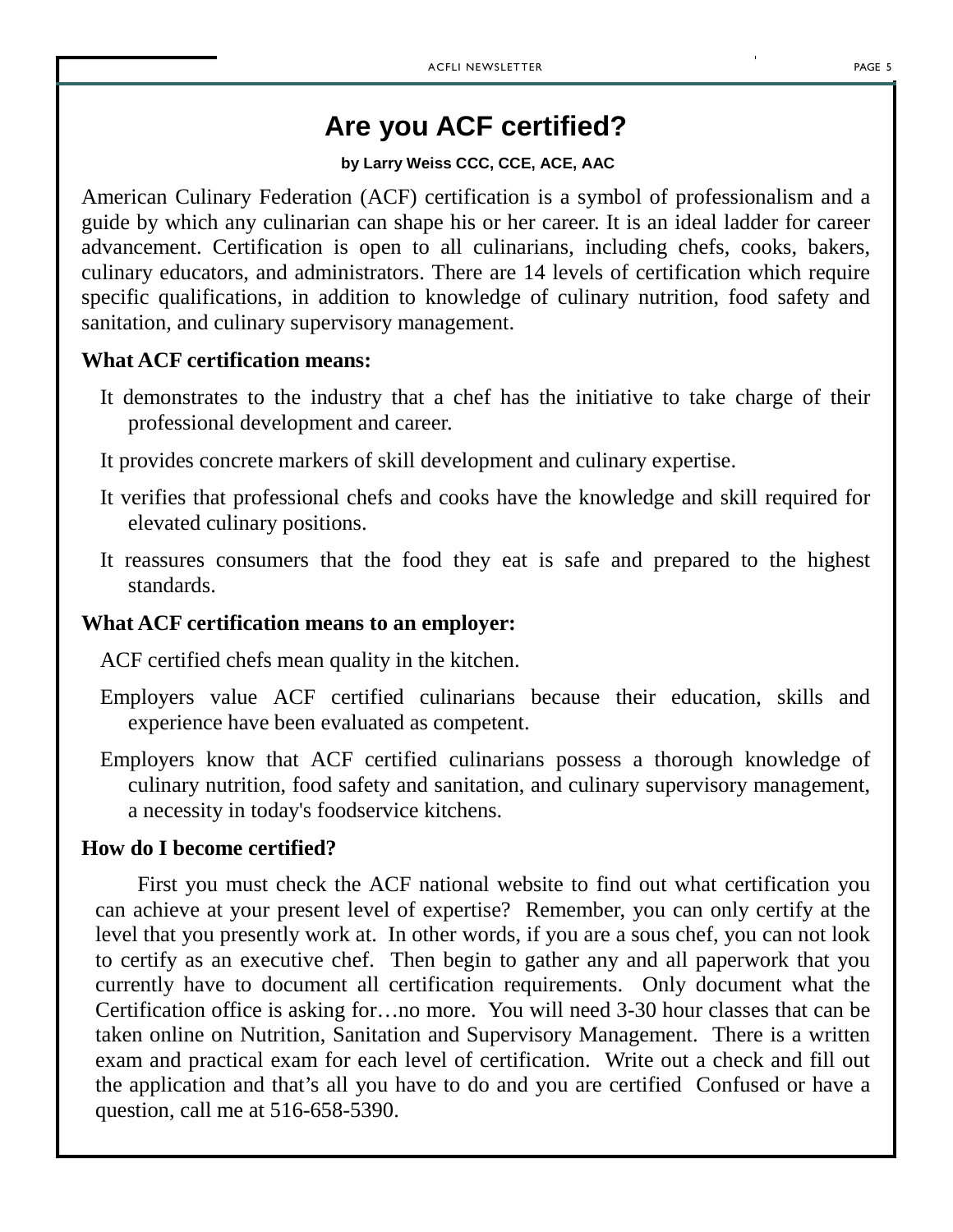# Are you ACF certified?

**by Larry Weiss CCC, CCE, ACE, AAC**

American Culinary Federation (ACF) certification is a symbol of professionalism and a guide by which any culinarian can shape his or her career. It is an ideal ladder for career advancement. Certification is open to all culinarians, including chefs, cooks, bakers, culinary educators, and administrators. There are 14 levels of certification which require specific qualifications, in addition to knowledge of culinary nutrition, food safety and sanitation, and culinary supervisory management.

**What ACF certification means:**

It demonstrates to the industry that a chef has the initiative to take charge of their professional development and career.

It provides concrete markers of skill development and culinary expertise.

It verifies that professional chefs and cooks have the knowledge and skill required for elevated culinary positions.

It reassures consumers that the food they eat is safe and prepared to the highest standards.

**What ACF certification means to an employer:**

ACF certified chefs mean quality in the kitchen.

Employers value ACF certified culinarians because their education, skills and experience have been evaluated as competent.

Employers know that ACF certified culinarians possess a thorough knowledge of culinary nutrition, food safety and sanitation, and culinary supervisory management, a necessity in today's foodservice kitchens.

**How do I become certified?**

First you must check the ACF national website to find out what certification you can achieve at your present level of expertise? Remember, you can only certify at the level that you presently work at. In other words, if you are a sous chef, you can not look to certify as an executive chef. Then begin to gather any and all paperwork that you currently have to document all certification requirements. Only document what the Certification office is asking for…no more. You will need 3-30 hour classes that can be taken online on Nutrition, Sanitation and Supervisory Management. There is a written exam and practical exam for each level of certification. Write out a check and fill out the application and that's all you have to do and you are certified Confused or have a question, call me at 516-658-5390.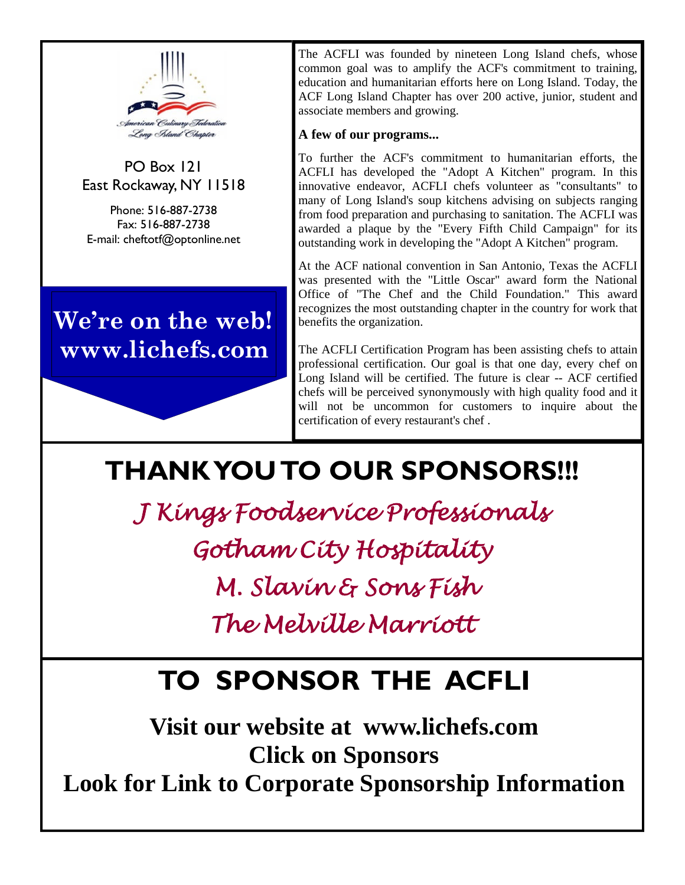American Culinary Federation
Long Island Chapter

PO Box 121
East Rockaway, NY 11518

Phone: 516-887-2738
Fax: 516-887-2738
E-mail: cheftotf@optonline.net

**We're on the web!**
**www.lichefs.com**

The ACFLI was founded by nineteen Long Island chefs, whose common goal was to amplify the ACF's commitment to training, education and humanitarian efforts here on Long Island. Today, the ACF Long Island Chapter has over 200 active, junior, student and associate members and growing.

**A few of our programs...**

To further the ACF's commitment to humanitarian efforts, the ACFLI has developed the "Adopt A Kitchen" program. In this innovative endeavor, ACFLI chefs volunteer as "consultants" to many of Long Island's soup kitchens advising on subjects ranging from food preparation and purchasing to sanitation. The ACFLI was awarded a plaque by the "Every Fifth Child Campaign" for its outstanding work in developing the "Adopt A Kitchen" program.

At the ACF national convention in San Antonio, Texas the ACFLI was presented with the "Little Oscar" award form the National Office of "The Chef and the Child Foundation." This award recognizes the most outstanding chapter in the country for work that benefits the organization.

The ACFLI Certification Program has been assisting chefs to attain professional certification. Our goal is that one day, every chef on Long Island will be certified. The future is clear -- ACF certified chefs will be perceived synonymously with high quality food and it will not be uncommon for customers to inquire about the certification of every restaurant's chef .

# THANK YOU TO OUR SPONSORS!!!

*J Kings Foodservice Professionals*

*Gotham City Hospitality*

*M. Slavin & Sons Fish*

*The Melville Marriott*

# TO SPONSOR THE ACFLI

**Visit our website at www.lichefs.com**
**Click on Sponsors**
**Look for Link to Corporate Sponsorship Information**